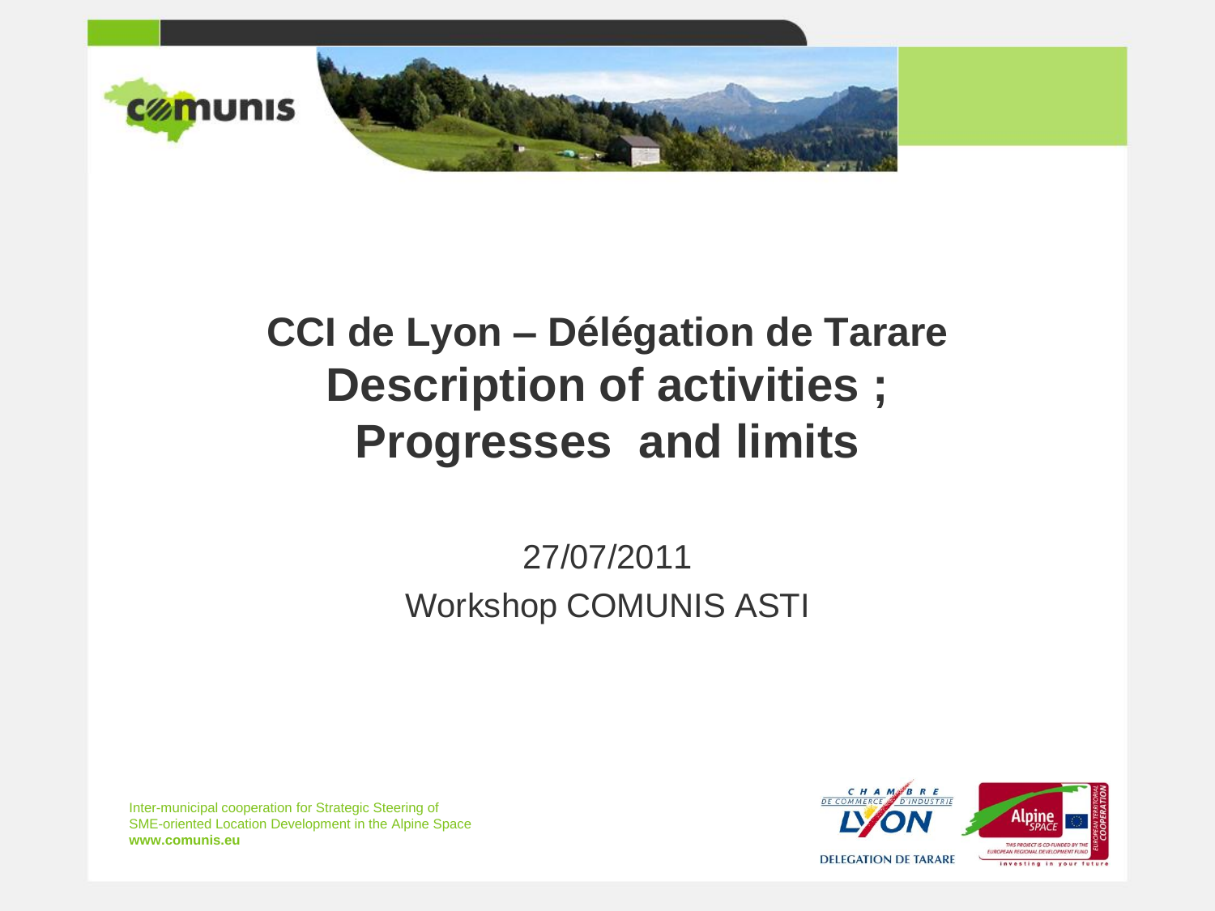# CCI de Lyon – Délégation de Tarare
# Description of activities ; Progresses and limits

27/07/2011

Workshop COMUNIS ASTI

Inter-municipal cooperation for Strategic Steering of SME-oriented Location Development in the Alpine Space
**www.comunis.eu**

DELEGATION DE TARARE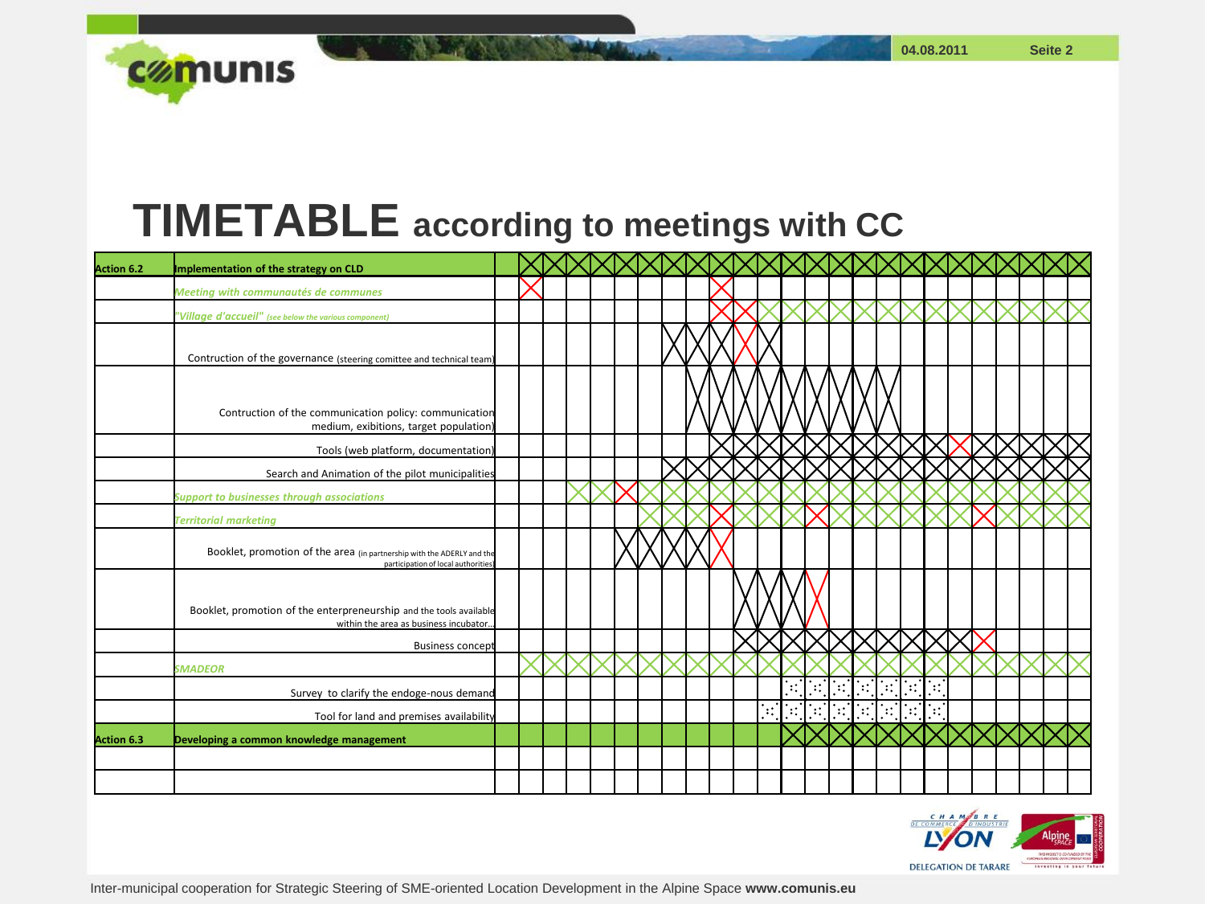# TIMETABLE according to meetings with CC

| Action 6.2 | Implementation of the strategy on CLD |
|---|---|
| | *Meeting with communautés de communes* |
| | *"Village d'accueil"* (see below the various component) |
| | Contruction of the governance (steering comittee and technical team) |
| | Contruction of the communication policy: communication medium, exibitions, target population) |
| | Tools (web platform, documentation) |
| | Search and Animation of the pilot municipalities |
| | *Support to businesses through associations* |
| | *Territorial marketing* |
| | Booklet, promotion of the area (in partnership with the ADERLY and the participation of local authorities) |
| | Booklet, promotion of the enterpreneurship and the tools available within the area as business incubator... |
| | Business concept |
| | *SMADEOR* |
| | Survey to clarify the endoge-nous demand |
| | Tool for land and premises availability |
| Action 6.3 | Developing a common knowledge management |
| | |
| | |

Inter-municipal cooperation for Strategic Steering of SME-oriented Location Development in the Alpine Space **www.comunis.eu**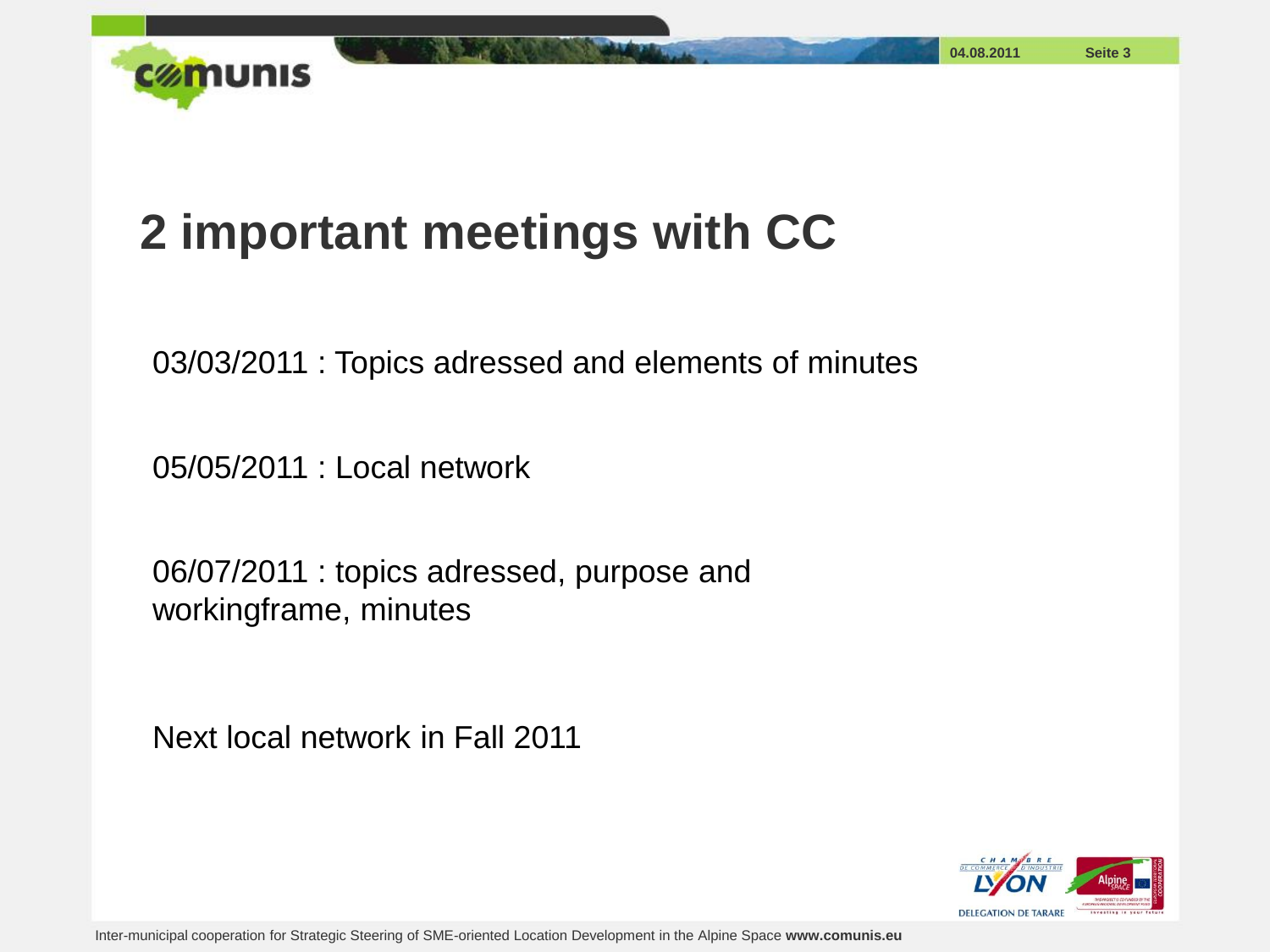# 2 important meetings with CC

03/03/2011 : Topics adressed and elements of minutes

05/05/2011 : Local network

06/07/2011 : topics adressed, purpose and workingframe, minutes

Next local network in Fall 2011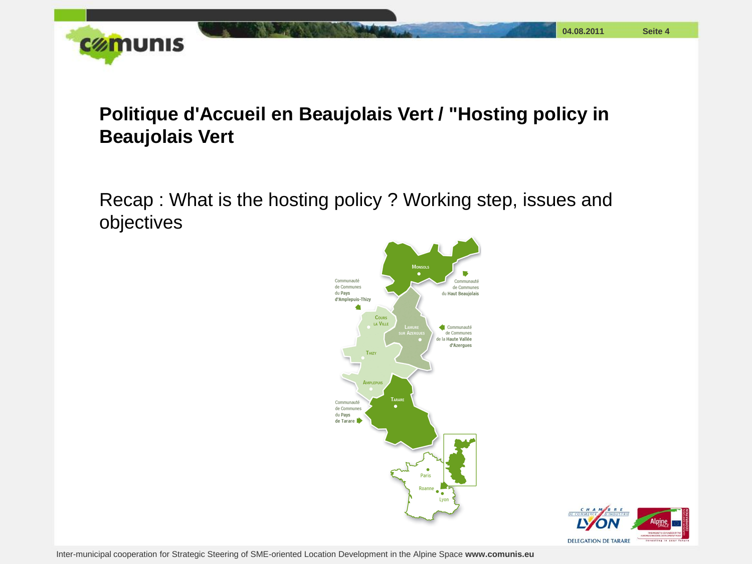# Politique d'Accueil en Beaujolais Vert / "Hosting policy in Beaujolais Vert

Recap : What is the hosting policy ? Working step, issues and objectives

Communauté de Communes du Pays d'Amplepuis-Thizy

Communauté de Communes du Haut Beaujolais

Communauté de Communes de la Haute Vallée d'Azergues

Communauté de Communes du Pays de Tarare

Monsols

Cours la Ville

Lamure sur Azergues

Thizy

Amplepuis

Tarare

Paris

Roanne

Lyon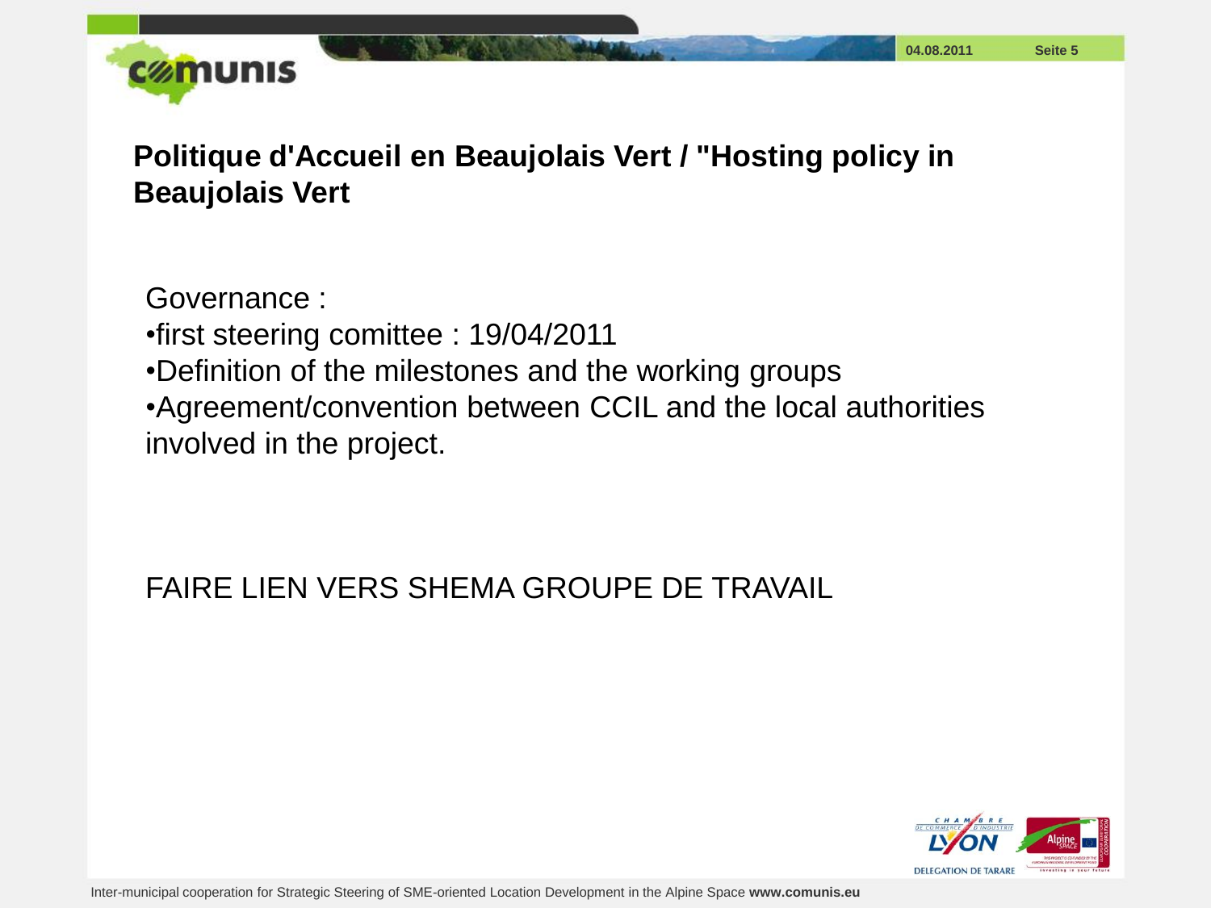# Politique d'Accueil en Beaujolais Vert / "Hosting policy in Beaujolais Vert

Governance :

•first steering comittee : 19/04/2011

•Definition of the milestones and the working groups

•Agreement/convention between CCIL and the local authorities involved in the project.

FAIRE LIEN VERS SHEMA GROUPE DE TRAVAIL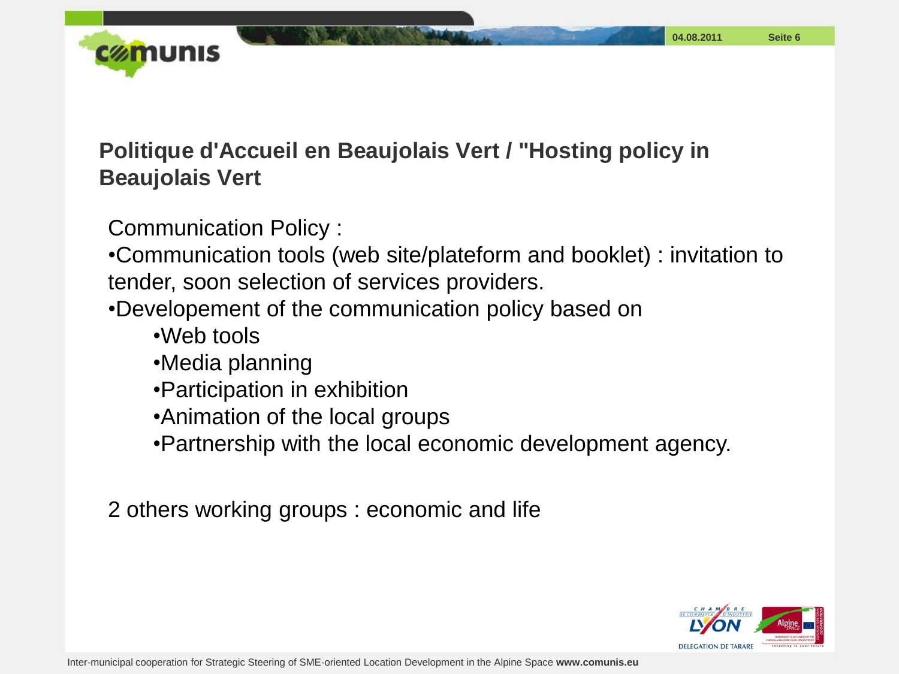## Politique d'Accueil en Beaujolais Vert / "Hosting policy in Beaujolais Vert

Communication Policy :

- Communication tools (web site/plateform and booklet) : invitation to tender, soon selection of services providers.
- Developement of the communication policy based on
  - Web tools
  - Media planning
  - Participation in exhibition
  - Animation of the local groups
  - Partnership with the local economic development agency.

2 others working groups : economic and life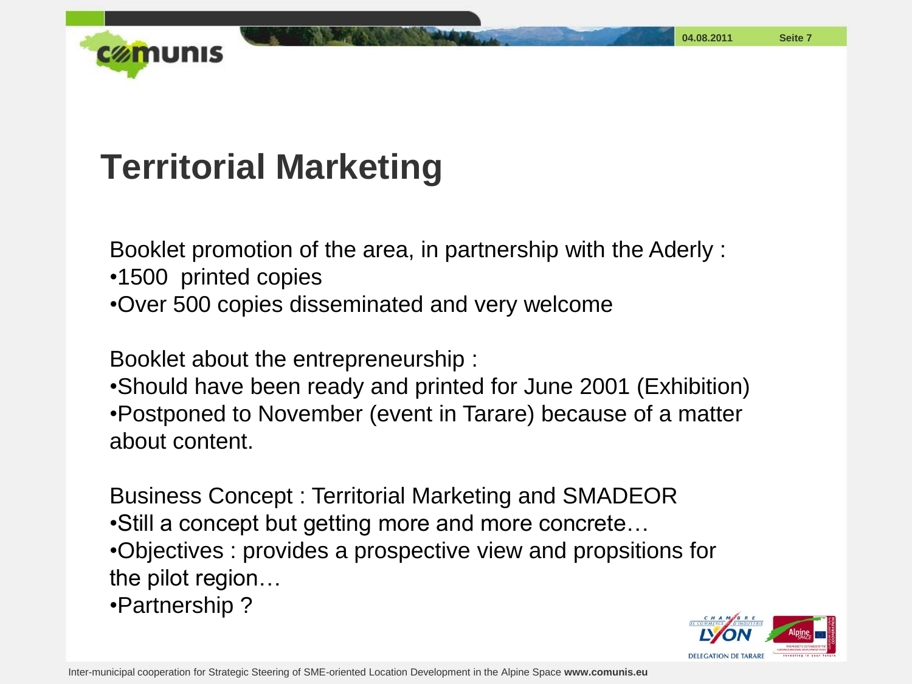# Territorial Marketing

Booklet promotion of the area, in partnership with the Aderly :

- 1500 printed copies
- Over 500 copies disseminated and very welcome

Booklet about the entrepreneurship :

- Should have been ready and printed for June 2001 (Exhibition)
- Postponed to November (event in Tarare) because of a matter about content.

Business Concept : Territorial Marketing and SMADEOR

- Still a concept but getting more and more concrete…
- Objectives : provides a prospective view and propsitions for the pilot region…
- Partnership ?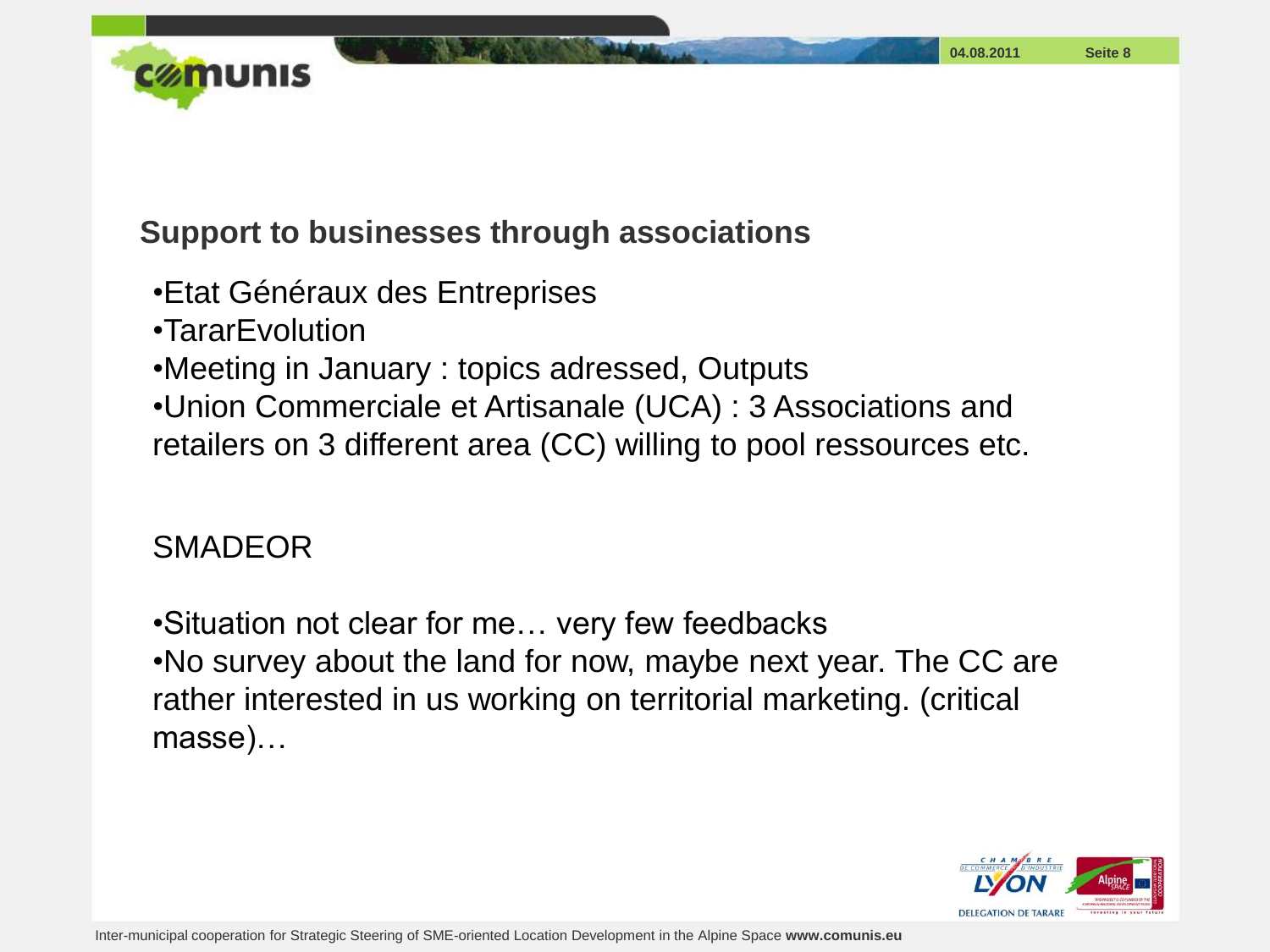## Support to businesses through associations

- Etat Généraux des Entreprises
- TararEvolution
- Meeting in January : topics adressed, Outputs
- Union Commerciale et Artisanale (UCA) : 3 Associations and retailers on 3 different area (CC) willing to pool ressources etc.

SMADEOR

- Situation not clear for me… very few feedbacks
- No survey about the land for now, maybe next year. The CC are rather interested in us working on territorial marketing. (critical masse)…